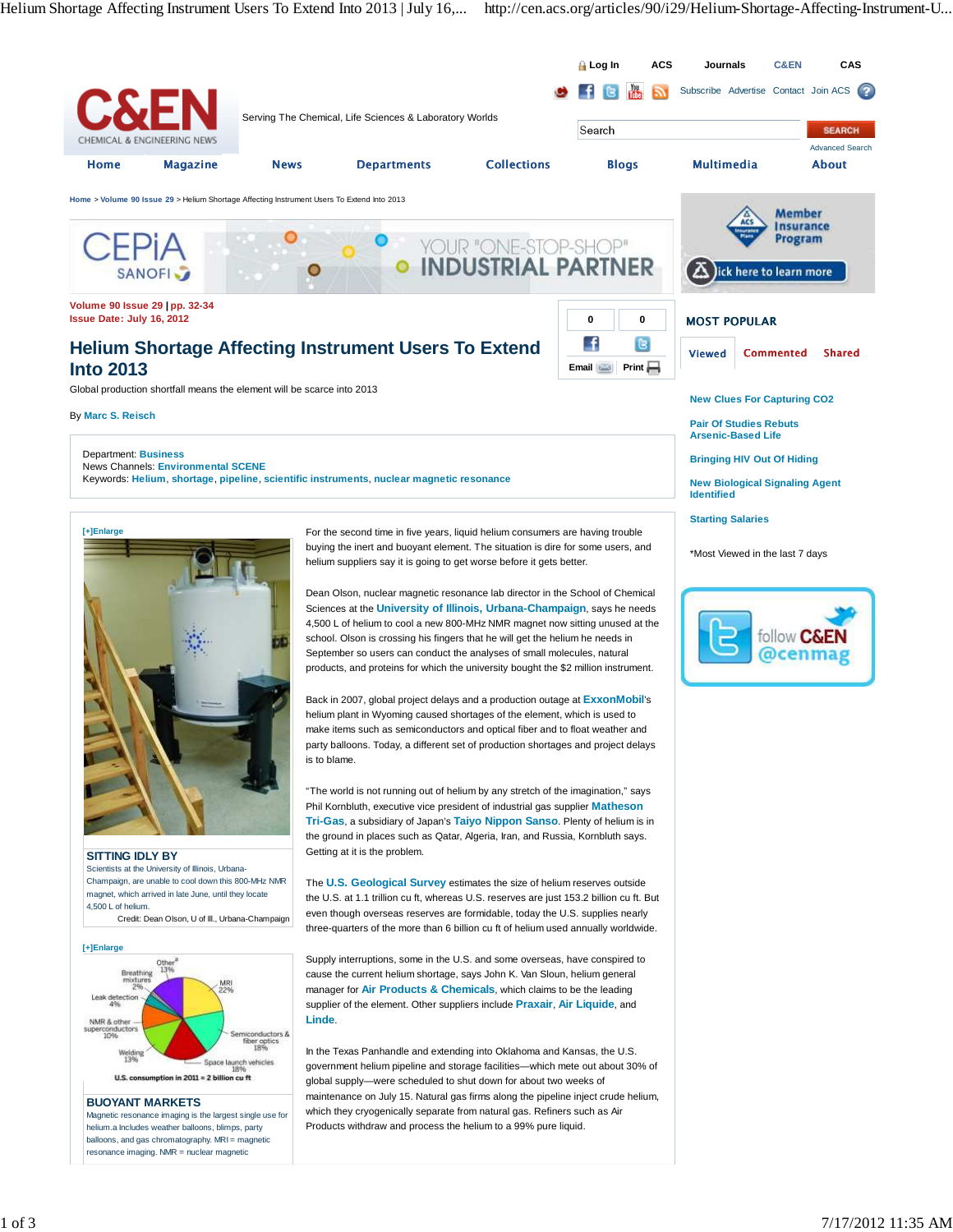Home > Volume 90 Issue 29 > Helium Shortage Affecting Instrument Users To Extend Into 2013

Volume 90 Issue 29 | pp. 32-34
Issue Date: July 16, 2012

# Helium Shortage Affecting Instrument Users To Extend Into 2013

Global production shortfall means the element will be scarce into 2013

By Marc S. Reisch

Department: Business
News Channels: Environmental SCENE
Keywords: Helium, shortage, pipeline, scientific instruments, nuclear magnetic resonance

**SITTING IDLY BY**
Scientists at the University of Illinois, Urbana-Champaign, are unable to cool down this 800-MHz NMR magnet, which arrived in late June, until they locate 4,500 L of helium.
Credit: Dean Olson, U of Ill., Urbana-Champaign

For the second time in five years, liquid helium consumers are having trouble buying the inert and buoyant element. The situation is dire for some users, and helium suppliers say it is going to get worse before it gets better.

Dean Olson, nuclear magnetic resonance lab director in the School of Chemical Sciences at the University of Illinois, Urbana-Champaign, says he needs 4,500 L of helium to cool a new 800-MHz NMR magnet now sitting unused at the school. Olson is crossing his fingers that he will get the helium he needs in September so users can conduct the analyses of small molecules, natural products, and proteins for which the university bought the $2 million instrument.

Back in 2007, global project delays and a production outage at ExxonMobil's helium plant in Wyoming caused shortages of the element, which is used to make items such as semiconductors and optical fiber and to float weather and party balloons. Today, a different set of production shortages and project delays is to blame.

"The world is not running out of helium by any stretch of the imagination," says Phil Kornbluth, executive vice president of industrial gas supplier Matheson Tri-Gas, a subsidiary of Japan's Taiyo Nippon Sanso. Plenty of helium is in the ground in places such as Qatar, Algeria, Iran, and Russia, Kornbluth says. Getting at it is the problem.

The U.S. Geological Survey estimates the size of helium reserves outside the U.S. at 1.1 trillion cu ft, whereas U.S. reserves are just 153.2 billion cu ft. But even though overseas reserves are formidable, today the U.S. supplies nearly three-quarters of the more than 6 billion cu ft of helium used annually worldwide.

Other[a] 13%
MRI 22%
Breathing mixtures 2%
Leak detection 4%
NMR & other superconductors 10%
Welding 13%
Semiconductors & fiber optics 18%
Space launch vehicles 18%
U.S. consumption in 2011 = 2 billion cu ft

**BUOYANT MARKETS**
Magnetic resonance imaging is the largest single use for helium.a Includes weather balloons, blimps, party balloons, and gas chromatography. MRI = magnetic resonance imaging. NMR = nuclear magnetic

Supply interruptions, some in the U.S. and some overseas, have conspired to cause the current helium shortage, says John K. Van Sloun, helium general manager for Air Products & Chemicals, which claims to be the leading supplier of the element. Other suppliers include Praxair, Air Liquide, and Linde.

In the Texas Panhandle and extending into Oklahoma and Kansas, the U.S. government helium pipeline and storage facilities—which mete out about 30% of global supply—were scheduled to shut down for about two weeks of maintenance on July 15. Natural gas firms along the pipeline inject crude helium, which they cryogenically separate from natural gas. Refiners such as Air Products withdraw and process the helium to a 99% pure liquid.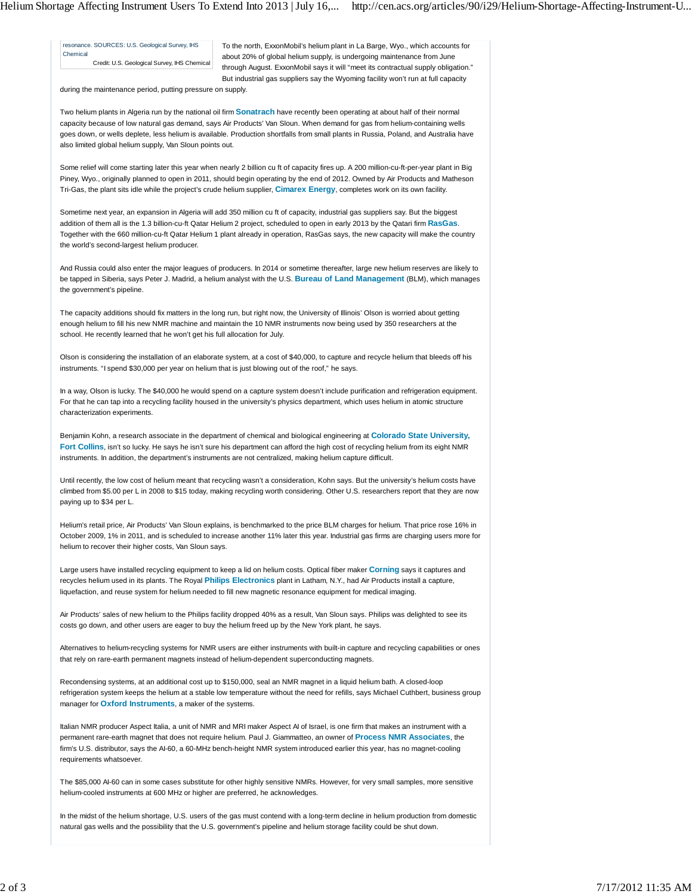resonance. SOURCES: U.S. Geological Survey, IHS Chemical
Credit: U.S. Geological Survey, IHS Chemical

To the north, ExxonMobil's helium plant in La Barge, Wyo., which accounts for about 20% of global helium supply, is undergoing maintenance from June through August. ExxonMobil says it will "meet its contractual supply obligation." But industrial gas suppliers say the Wyoming facility won't run at full capacity during the maintenance period, putting pressure on supply.

Two helium plants in Algeria run by the national oil firm **Sonatrach** have recently been operating at about half of their normal capacity because of low natural gas demand, says Air Products' Van Sloun. When demand for gas from helium-containing wells goes down, or wells deplete, less helium is available. Production shortfalls from small plants in Russia, Poland, and Australia have also limited global helium supply, Van Sloun points out.

Some relief will come starting later this year when nearly 2 billion cu ft of capacity fires up. A 200 million-cu-ft-per-year plant in Big Piney, Wyo., originally planned to open in 2011, should begin operating by the end of 2012. Owned by Air Products and Matheson Tri-Gas, the plant sits idle while the project's crude helium supplier, **Cimarex Energy**, completes work on its own facility.

Sometime next year, an expansion in Algeria will add 350 million cu ft of capacity, industrial gas suppliers say. But the biggest addition of them all is the 1.3 billion-cu-ft Qatar Helium 2 project, scheduled to open in early 2013 by the Qatari firm **RasGas**. Together with the 660 million-cu-ft Qatar Helium 1 plant already in operation, RasGas says, the new capacity will make the country the world's second-largest helium producer.

And Russia could also enter the major leagues of producers. In 2014 or sometime thereafter, large new helium reserves are likely to be tapped in Siberia, says Peter J. Madrid, a helium analyst with the U.S. **Bureau of Land Management** (BLM), which manages the government's pipeline.

The capacity additions should fix matters in the long run, but right now, the University of Illinois' Olson is worried about getting enough helium to fill his new NMR machine and maintain the 10 NMR instruments now being used by 350 researchers at the school. He recently learned that he won't get his full allocation for July.

Olson is considering the installation of an elaborate system, at a cost of $40,000, to capture and recycle helium that bleeds off his instruments. "I spend $30,000 per year on helium that is just blowing out of the roof," he says.

In a way, Olson is lucky. The $40,000 he would spend on a capture system doesn't include purification and refrigeration equipment. For that he can tap into a recycling facility housed in the university's physics department, which uses helium in atomic structure characterization experiments.

Benjamin Kohn, a research associate in the department of chemical and biological engineering at **Colorado State University, Fort Collins**, isn't so lucky. He says he isn't sure his department can afford the high cost of recycling helium from its eight NMR instruments. In addition, the department's instruments are not centralized, making helium capture difficult.

Until recently, the low cost of helium meant that recycling wasn't a consideration, Kohn says. But the university's helium costs have climbed from $5.00 per L in 2008 to $15 today, making recycling worth considering. Other U.S. researchers report that they are now paying up to $34 per L.

Helium's retail price, Air Products' Van Sloun explains, is benchmarked to the price BLM charges for helium. That price rose 16% in October 2009, 1% in 2011, and is scheduled to increase another 11% later this year. Industrial gas firms are charging users more for helium to recover their higher costs, Van Sloun says.

Large users have installed recycling equipment to keep a lid on helium costs. Optical fiber maker **Corning** says it captures and recycles helium used in its plants. The Royal **Philips Electronics** plant in Latham, N.Y., had Air Products install a capture, liquefaction, and reuse system for helium needed to fill new magnetic resonance equipment for medical imaging.

Air Products' sales of new helium to the Philips facility dropped 40% as a result, Van Sloun says. Philips was delighted to see its costs go down, and other users are eager to buy the helium freed up by the New York plant, he says.

Alternatives to helium-recycling systems for NMR users are either instruments with built-in capture and recycling capabilities or ones that rely on rare-earth permanent magnets instead of helium-dependent superconducting magnets.

Recondensing systems, at an additional cost up to $150,000, seal an NMR magnet in a liquid helium bath. A closed-loop refrigeration system keeps the helium at a stable low temperature without the need for refills, says Michael Cuthbert, business group manager for **Oxford Instruments**, a maker of the systems.

Italian NMR producer Aspect Italia, a unit of NMR and MRI maker Aspect AI of Israel, is one firm that makes an instrument with a permanent rare-earth magnet that does not require helium. Paul J. Giammatteo, an owner of **Process NMR Associates**, the firm's U.S. distributor, says the AI-60, a 60-MHz bench-height NMR system introduced earlier this year, has no magnet-cooling requirements whatsoever.

The $85,000 AI-60 can in some cases substitute for other highly sensitive NMRs. However, for very small samples, more sensitive helium-cooled instruments at 600 MHz or higher are preferred, he acknowledges.

In the midst of the helium shortage, U.S. users of the gas must contend with a long-term decline in helium production from domestic natural gas wells and the possibility that the U.S. government's pipeline and helium storage facility could be shut down.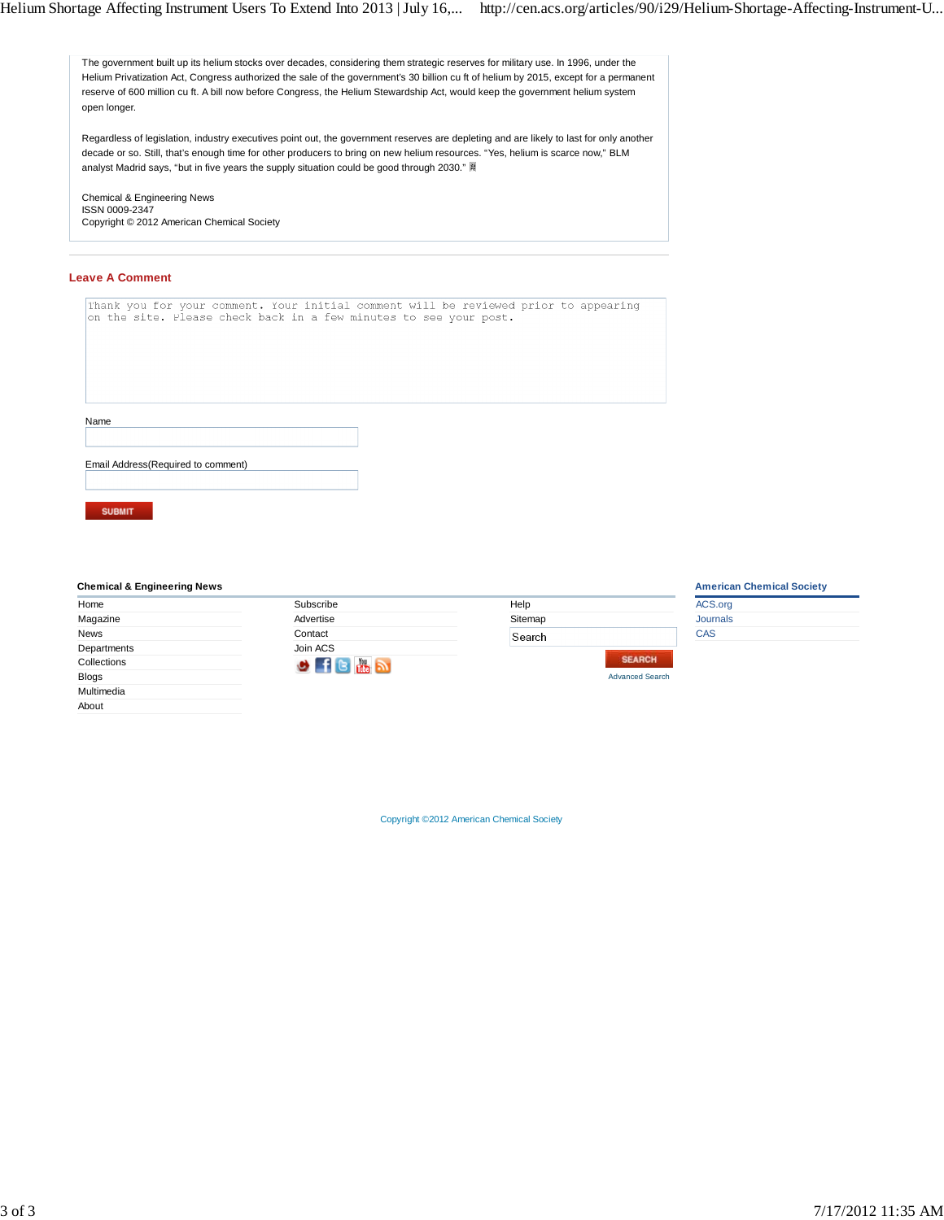The government built up its helium stocks over decades, considering them strategic reserves for military use. In 1996, under the Helium Privatization Act, Congress authorized the sale of the government's 30 billion cu ft of helium by 2015, except for a permanent reserve of 600 million cu ft. A bill now before Congress, the Helium Stewardship Act, would keep the government helium system open longer.

Regardless of legislation, industry executives point out, the government reserves are depleting and are likely to last for only another decade or so. Still, that's enough time for other producers to bring on new helium resources. "Yes, helium is scarce now," BLM analyst Madrid says, "but in five years the supply situation could be good through 2030."

Chemical & Engineering News
ISSN 0009-2347
Copyright © 2012 American Chemical Society

## Leave A Comment

Thank you for your comment. Your initial comment will be reviewed prior to appearing on the site. Please check back in a few minutes to see your post.

Name

Email Address(Required to comment)

SUBMIT

**Chemical & Engineering News**

Home
Magazine
News
Departments
Collections
Blogs
Multimedia
About

Subscribe
Advertise
Contact
Join ACS

Help
Sitemap
Search
SEARCH
Advanced Search

**American Chemical Society**

ACS.org
Journals
CAS

Copyright ©2012 American Chemical Society